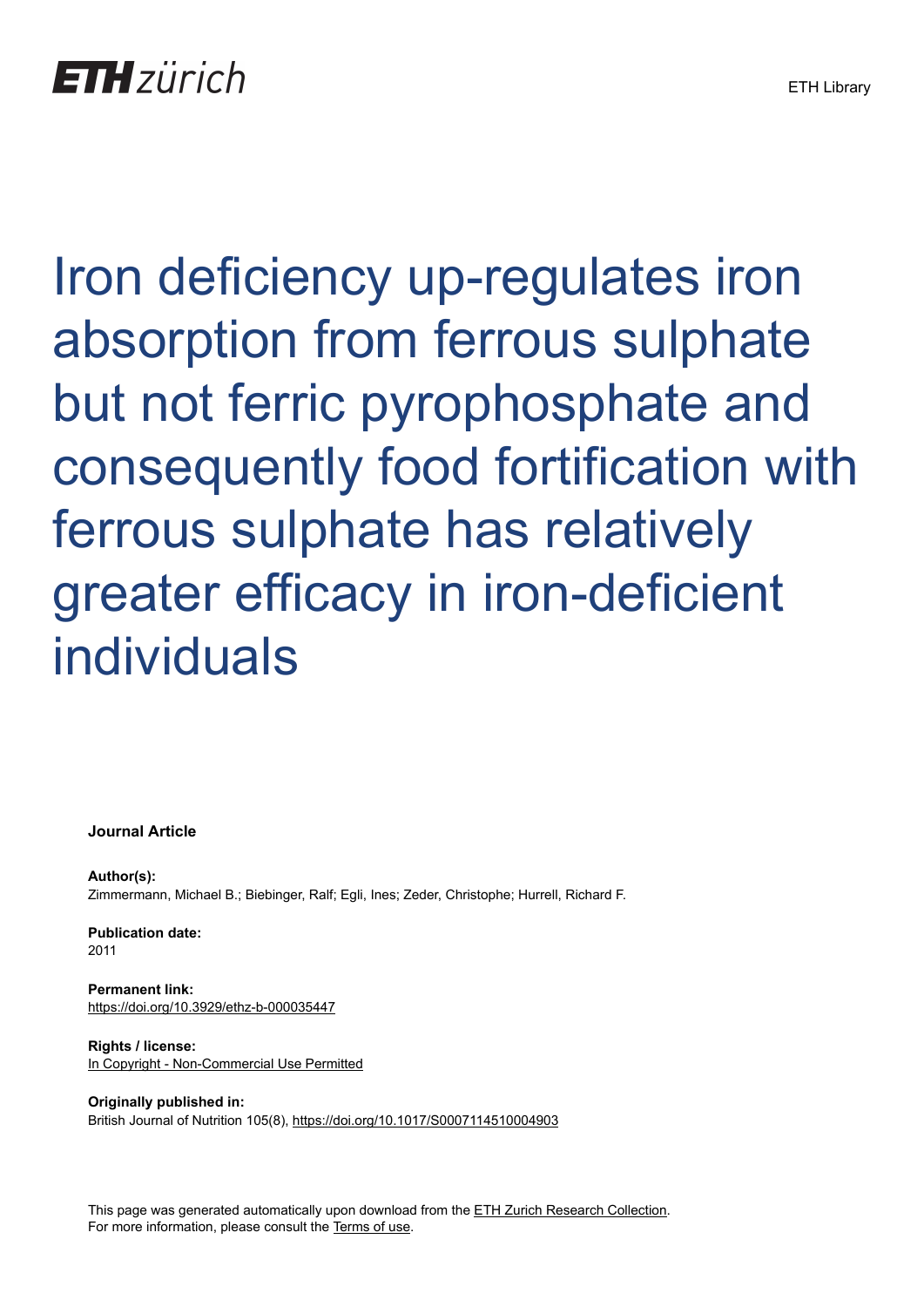# Iron deficiency up-regulates iron absorption from ferrous sulphate but not ferric pyrophosphate and consequently food fortification with ferrous sulphate has relatively greater efficacy in iron-deficient individuals

**Journal Article**

**Author(s):**
Zimmermann, Michael B.; Biebinger, Ralf; Egli, Ines; Zeder, Christophe; Hurrell, Richard F.

**Publication date:**
2011

**Permanent link:**
https://doi.org/10.3929/ethz-b-000035447

**Rights / license:**
In Copyright - Non-Commercial Use Permitted

**Originally published in:**
British Journal of Nutrition 105(8), https://doi.org/10.1017/S0007114510004903

This page was generated automatically upon download from the ETH Zurich Research Collection.
For more information, please consult the Terms of use.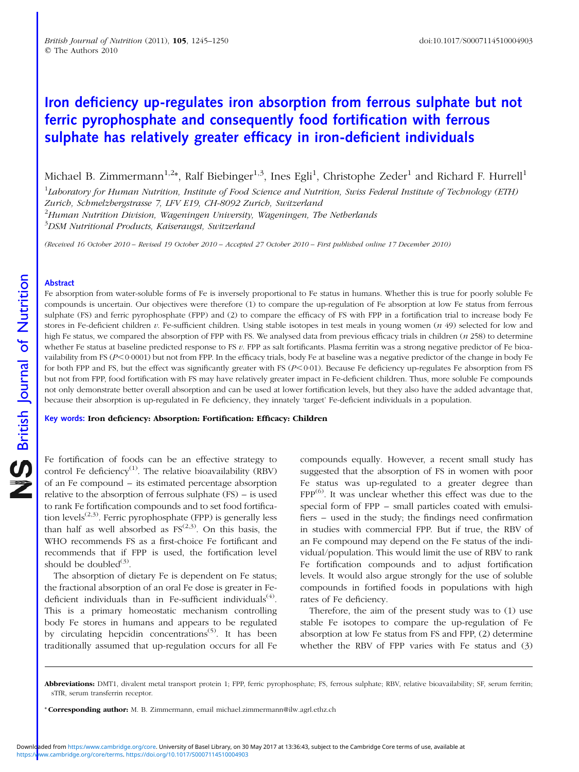# Iron deficiency up-regulates iron absorption from ferrous sulphate but not ferric pyrophosphate and consequently food fortification with ferrous sulphate has relatively greater efficacy in iron-deficient individuals

Michael B. Zimmermann[1,2]*, Ralf Biebinger[1,3], Ines Egli[1], Christophe Zeder[1] and Richard F. Hurrell[1]

[1]*Laboratory for Human Nutrition, Institute of Food Science and Nutrition, Swiss Federal Institute of Technology (ETH) Zurich, Schmelzbergstrasse 7, LFV E19, CH-8092 Zurich, Switzerland*
[2]*Human Nutrition Division, Wageningen University, Wageningen, The Netherlands*
[3]*DSM Nutritional Products, Kaiseraugst, Switzerland*

*(Received 16 October 2010 – Revised 19 October 2010 – Accepted 27 October 2010 – First published online 17 December 2010)*

## Abstract

Fe absorption from water-soluble forms of Fe is inversely proportional to Fe status in humans. Whether this is true for poorly soluble Fe compounds is uncertain. Our objectives were therefore (1) to compare the up-regulation of Fe absorption at low Fe status from ferrous sulphate (FS) and ferric pyrophosphate (FPP) and (2) to compare the efficacy of FS with FPP in a fortification trial to increase body Fe stores in Fe-deficient children *v.* Fe-sufficient children. Using stable isotopes in test meals in young women (*n* 49) selected for low and high Fe status, we compared the absorption of FPP with FS. We analysed data from previous efficacy trials in children (*n* 258) to determine whether Fe status at baseline predicted response to FS *v.* FPP as salt fortificants. Plasma ferritin was a strong negative predictor of Fe bioavailability from FS ($P<0·0001$) but not from FPP. In the efficacy trials, body Fe at baseline was a negative predictor of the change in body Fe for both FPP and FS, but the effect was significantly greater with FS ($P<0·01$). Because Fe deficiency up-regulates Fe absorption from FS but not from FPP, food fortification with FS may have relatively greater impact in Fe-deficient children. Thus, more soluble Fe compounds not only demonstrate better overall absorption and can be used at lower fortification levels, but they also have the added advantage that, because their absorption is up-regulated in Fe deficiency, they innately 'target' Fe-deficient individuals in a population.

**Key words: Iron deficiency: Absorption: Fortification: Efficacy: Children**

Fe fortification of foods can be an effective strategy to control Fe deficiency[1]. The relative bioavailability (RBV) of an Fe compound – its estimated percentage absorption relative to the absorption of ferrous sulphate (FS) – is used to rank Fe fortification compounds and to set food fortification levels[2,3]. Ferric pyrophosphate (FPP) is generally less than half as well absorbed as FS[2,3]. On this basis, the WHO recommends FS as a first-choice Fe fortificant and recommends that if FPP is used, the fortification level should be doubled[3].

The absorption of dietary Fe is dependent on Fe status; the fractional absorption of an oral Fe dose is greater in Fe-deficient individuals than in Fe-sufficient individuals[4]. This is a primary homeostatic mechanism controlling body Fe stores in humans and appears to be regulated by circulating hepcidin concentrations[5]. It has been traditionally assumed that up-regulation occurs for all Fe compounds equally. However, a recent small study has suggested that the absorption of FS in women with poor Fe status was up-regulated to a greater degree than FPP[6]. It was unclear whether this effect was due to the special form of FPP – small particles coated with emulsifiers – used in the study; the findings need confirmation in studies with commercial FPP. But if true, the RBV of an Fe compound may depend on the Fe status of the individual/population. This would limit the use of RBV to rank Fe fortification compounds and to adjust fortification levels. It would also argue strongly for the use of soluble compounds in fortified foods in populations with high rates of Fe deficiency.

Therefore, the aim of the present study was to (1) use stable Fe isotopes to compare the up-regulation of Fe absorption at low Fe status from FS and FPP, (2) determine whether the RBV of FPP varies with Fe status and (3)

---

**Abbreviations:** DMT1, divalent metal transport protein 1; FPP, ferric pyrophosphate; FS, ferrous sulphate; RBV, relative bioavailability; SF, serum ferritin; sTfR, serum transferrin receptor.

\* **Corresponding author:** M. B. Zimmermann, email michael.zimmermann@ilw.agrl.ethz.ch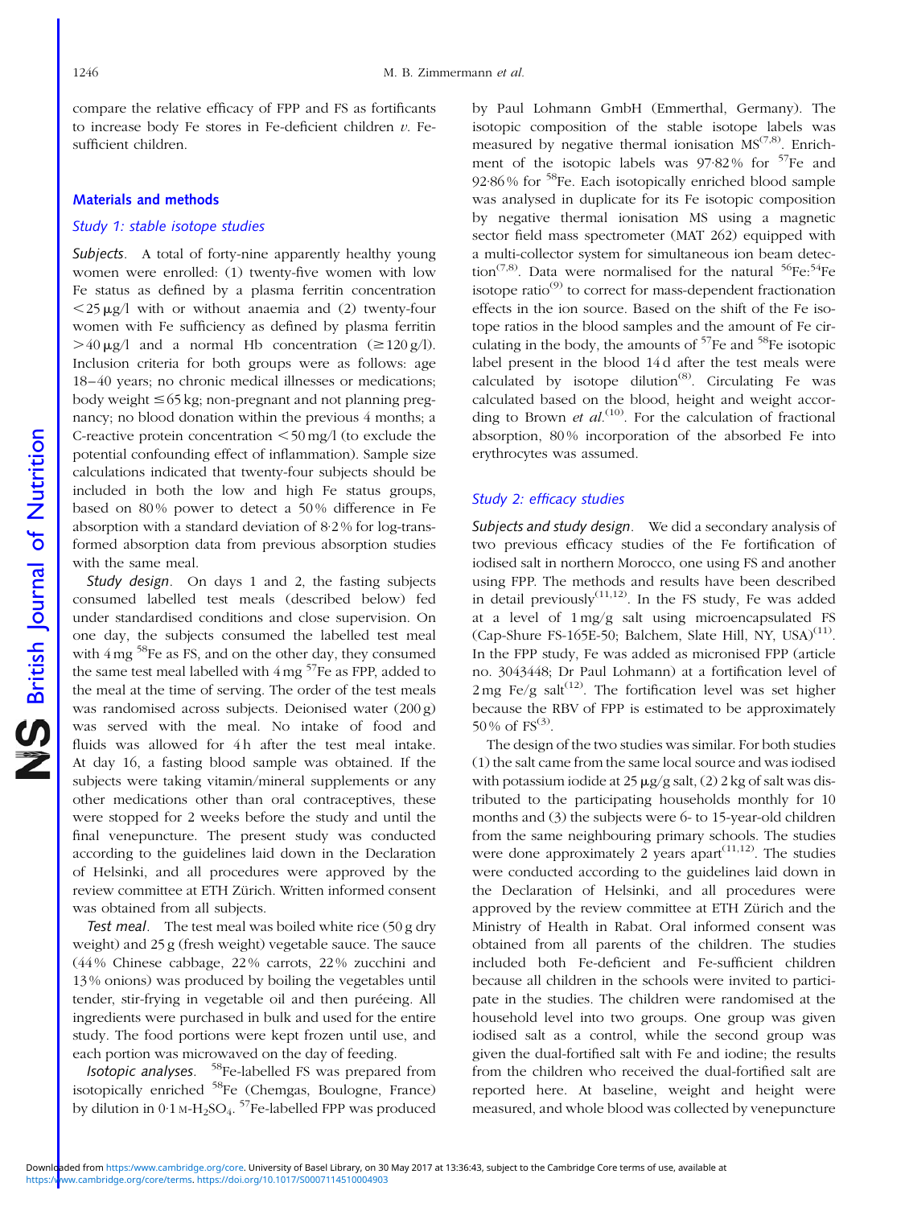compare the relative efficacy of FPP and FS as fortificants to increase body Fe stores in Fe-deficient children *v.* Fe-sufficient children.

## Materials and methods

### Study 1: stable isotope studies

*Subjects*. A total of forty-nine apparently healthy young women were enrolled: (1) twenty-five women with low Fe status as defined by a plasma ferritin concentration <25 μg/l with or without anaemia and (2) twenty-four women with Fe sufficiency as defined by plasma ferritin >40 μg/l and a normal Hb concentration (≥120 g/l). Inclusion criteria for both groups were as follows: age 18–40 years; no chronic medical illnesses or medications; body weight ≤65 kg; non-pregnant and not planning pregnancy; no blood donation within the previous 4 months; a C-reactive protein concentration <50 mg/l (to exclude the potential confounding effect of inflammation). Sample size calculations indicated that twenty-four subjects should be included in both the low and high Fe status groups, based on 80 % power to detect a 50 % difference in Fe absorption with a standard deviation of 8·2 % for log-transformed absorption data from previous absorption studies with the same meal.

*Study design*. On days 1 and 2, the fasting subjects consumed labelled test meals (described below) fed under standardised conditions and close supervision. On one day, the subjects consumed the labelled test meal with 4 mg $^{58}$Fe as FS, and on the other day, they consumed the same test meal labelled with 4 mg $^{57}$Fe as FPP, added to the meal at the time of serving. The order of the test meals was randomised across subjects. Deionised water (200 g) was served with the meal. No intake of food and fluids was allowed for 4 h after the test meal intake. At day 16, a fasting blood sample was obtained. If the subjects were taking vitamin/mineral supplements or any other medications other than oral contraceptives, these were stopped for 2 weeks before the study and until the final venepuncture. The present study was conducted according to the guidelines laid down in the Declaration of Helsinki, and all procedures were approved by the review committee at ETH Zürich. Written informed consent was obtained from all subjects.

*Test meal*. The test meal was boiled white rice (50 g dry weight) and 25 g (fresh weight) vegetable sauce. The sauce (44 % Chinese cabbage, 22 % carrots, 22 % zucchini and 13 % onions) was produced by boiling the vegetables until tender, stir-frying in vegetable oil and then puréeing. All ingredients were purchased in bulk and used for the entire study. The food portions were kept frozen until use, and each portion was microwaved on the day of feeding.

*Isotopic analyses*. $^{58}$Fe-labelled FS was prepared from isotopically enriched $^{58}$Fe (Chemgas, Boulogne, France) by dilution in 0·1 M-$H_2SO_4$. $^{57}$Fe-labelled FPP was produced by Paul Lohmann GmbH (Emmerthal, Germany). The isotopic composition of the stable isotope labels was measured by negative thermal ionisation MS[7,8]. Enrichment of the isotopic labels was 97·82 % for $^{57}$Fe and 92·86 % for $^{58}$Fe. Each isotopically enriched blood sample was analysed in duplicate for its Fe isotopic composition by negative thermal ionisation MS using a magnetic sector field mass spectrometer (MAT 262) equipped with a multi-collector system for simultaneous ion beam detection[7,8]. Data were normalised for the natural $^{56}$Fe:$^{54}$Fe isotope ratio[9] to correct for mass-dependent fractionation effects in the ion source. Based on the shift of the Fe isotope ratios in the blood samples and the amount of Fe circulating in the body, the amounts of $^{57}$Fe and $^{58}$Fe isotopic label present in the blood 14 d after the test meals were calculated by isotope dilution[8]. Circulating Fe was calculated based on the blood, height and weight according to Brown *et al.*[10]. For the calculation of fractional absorption, 80 % incorporation of the absorbed Fe into erythrocytes was assumed.

### Study 2: efficacy studies

*Subjects and study design*. We did a secondary analysis of two previous efficacy studies of the Fe fortification of iodised salt in northern Morocco, one using FS and another using FPP. The methods and results have been described in detail previously[11,12]. In the FS study, Fe was added at a level of 1 mg/g salt using microencapsulated FS (Cap-Shure FS-165E-50; Balchem, Slate Hill, NY, USA)[11]. In the FPP study, Fe was added as micronised FPP (article no. 3043448; Dr Paul Lohmann) at a fortification level of 2 mg Fe/g salt[12]. The fortification level was set higher because the RBV of FPP is estimated to be approximately 50 % of FS[3].

The design of the two studies was similar. For both studies (1) the salt came from the same local source and was iodised with potassium iodide at 25 μg/g salt, (2) 2 kg of salt was distributed to the participating households monthly for 10 months and (3) the subjects were 6- to 15-year-old children from the same neighbouring primary schools. The studies were done approximately 2 years apart[11,12]. The studies were conducted according to the guidelines laid down in the Declaration of Helsinki, and all procedures were approved by the review committee at ETH Zürich and the Ministry of Health in Rabat. Oral informed consent was obtained from all parents of the children. The studies included both Fe-deficient and Fe-sufficient children because all children in the schools were invited to participate in the studies. The children were randomised at the household level into two groups. One group was given iodised salt as a control, while the second group was given the dual-fortified salt with Fe and iodine; the results from the children who received the dual-fortified salt are reported here. At baseline, weight and height were measured, and whole blood was collected by venepuncture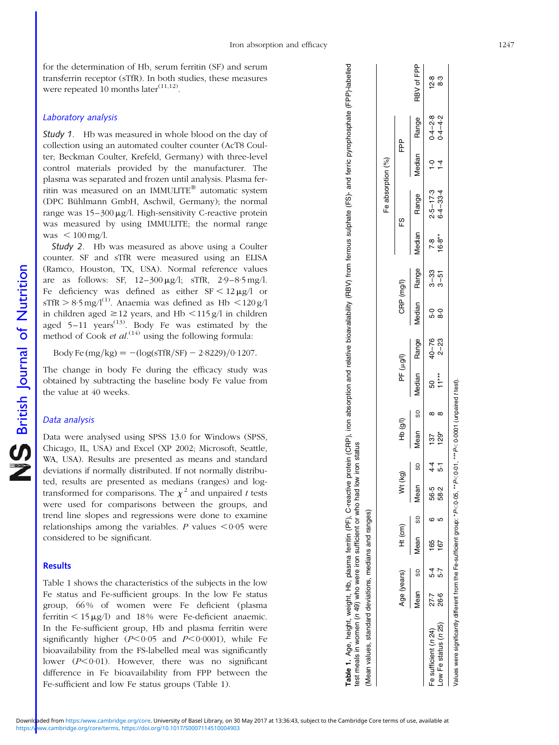for the determination of Hb, serum ferritin (SF) and serum transferrin receptor (sTfR). In both studies, these measures were repeated 10 months later[11,12].

### Laboratory analysis

*Study 1*. Hb was measured in whole blood on the day of collection using an automated coulter counter (AcT8 Coulter; Beckman Coulter, Krefeld, Germany) with three-level control materials provided by the manufacturer. The plasma was separated and frozen until analysis. Plasma ferritin was measured on an IMMULITE® automatic system (DPC Bühlmann GmbH, Aschwil, Germany); the normal range was 15–300 μg/l. High-sensitivity C-reactive protein was measured by using IMMULITE; the normal range was < 100 mg/l.

*Study 2*. Hb was measured as above using a Coulter counter. SF and sTfR were measured using an ELISA (Ramco, Houston, TX, USA). Normal reference values are as follows: SF, 12–300 μg/l; sTfR, 2·9–8·5 mg/l. Fe deficiency was defined as either SF < 12 μg/l or sTfR > 8·5 mg/l[1]. Anaemia was defined as Hb < 120 g/l in children aged ≥ 12 years, and Hb < 115 g/l in children aged 5–11 years[13]. Body Fe was estimated by the method of Cook *et al.*[14] using the following formula:

$$\text{Body Fe (mg/kg)} = -(\log(\text{sTfR/SF}) - 2{\cdot}8229)/0{\cdot}1207.$$

The change in body Fe during the efficacy study was obtained by subtracting the baseline body Fe value from the value at 40 weeks.

### Data analysis

Data were analysed using SPSS 13.0 for Windows (SPSS, Chicago, IL, USA) and Excel (XP 2002; Microsoft, Seattle, WA, USA). Results are presented as means and standard deviations if normally distributed. If not normally distributed, results are presented as medians (ranges) and log-transformed for comparisons. The $\chi^2$ and unpaired *t* tests were used for comparisons between the groups, and trend line slopes and regressions were done to examine relationships among the variables. *P* values < 0·05 were considered to be significant.

## Results

Table 1 shows the characteristics of the subjects in the low Fe status and Fe-sufficient groups. In the low Fe status group, 66 % of women were Fe deficient (plasma ferritin < 15 μg/l) and 18 % were Fe-deficient anaemic. In the Fe-sufficient group, Hb and plasma ferritin were significantly higher ($P$<0·05 and $P$<0·0001), while Fe bioavailability from the FS-labelled meal was significantly lower ($P$<0·01). However, there was no significant difference in Fe bioavailability from FPP between the Fe-sufficient and low Fe status groups (Table 1).

**Table 1.** Age, height, weight, Hb, plasma ferritin (PF), C-reactive protein (CRP), iron absorption and relative bioavailability (RBV) from ferrous sulphate (FS)- and ferric pyrophosphate (FPP)-labelled test meals in women (*n* 49) who were iron sufficient or who had low iron status

(Mean values, standard deviations, medians and ranges)

| | Age (years) | | Ht (cm) | | Wt (kg) | | Hb (g/l) | | PF (μg/l) | | CRP (mg/l) | | Fe absorption (%) | | | | RBV of FPP |
|---|---|---|---|---|---|---|---|---|---|---|---|---|---|---|---|---|---|
| | | | | | | | | | | | | | FS | | FPP | | |
| | Mean | SD | Mean | SD | Mean | SD | Mean | SD | Median | Range | Median | Range | Median | Range | Median | Range | |
| Fe sufficient (*n* 24) | 27·7 | 5·4 | 165 | 6 | 56·5 | 4·4 | 137 | 8 | 50 | 40–76 | 5·0 | 3–33 | 7·8 | 2·5–17·3 | 1·0 | 0·4–2·8 | 12·8 |
| Low Fe status (*n* 25) | 26·6 | 5·7 | 167 | 5 | 58·2 | 5·1 | 129* | 8 | 11*** | 2–23 | 8·0 | 3–51 | 16·8** | 6·4–33·4 | 1·4 | 0·4–4·2 | 8·3 |

Values were significantly different from the Fe-sufficient group: * $P$<0·05, ** $P$<0·01, *** $P$<0·0001 (unpaired *t* test).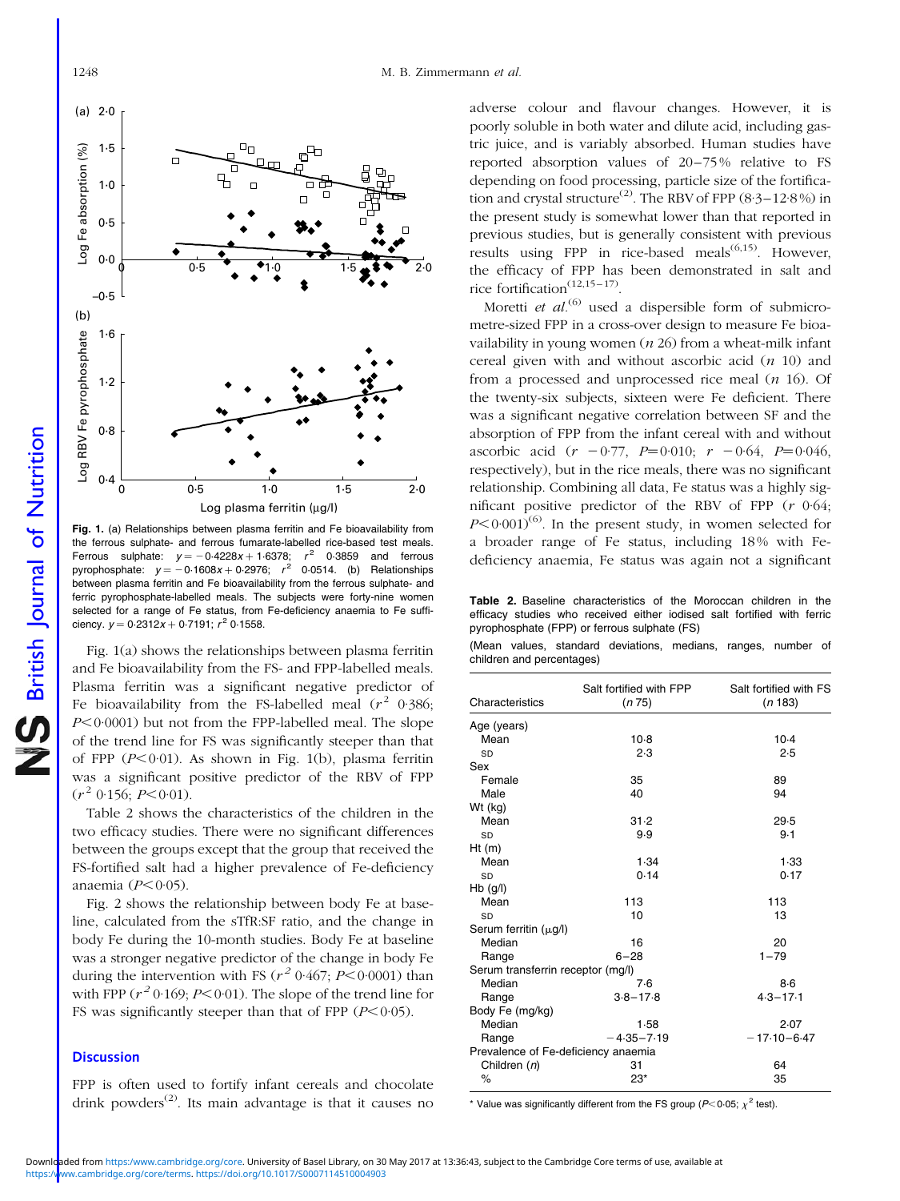Fig. 1. (a) Relationships between plasma ferritin and Fe bioavailability from the ferrous sulphate- and ferrous fumarate-labelled rice-based test meals. Ferrous sulphate: $y = -0{\cdot}4228x + 1{\cdot}6378$; $r^2$ 0·3859 and ferrous pyrophosphate: $y = -0{\cdot}1608x + 0{\cdot}2976$; $r^2$ 0·0514. (b) Relationships between plasma ferritin and Fe bioavailability from the ferrous sulphate- and ferric pyrophosphate-labelled meals. The subjects were forty-nine women selected for a range of Fe status, from Fe-deficiency anaemia to Fe sufficiency. $y = 0{\cdot}2312x + 0{\cdot}7191$; $r^2$ 0·1558.

Fig. 1(a) shows the relationships between plasma ferritin and Fe bioavailability from the FS- and FPP-labelled meals. Plasma ferritin was a significant negative predictor of Fe bioavailability from the FS-labelled meal ($r^2$ 0·386; $P<0{\cdot}0001$) but not from the FPP-labelled meal. The slope of the trend line for FS was significantly steeper than that of FPP ($P<0{\cdot}01$). As shown in Fig. 1(b), plasma ferritin was a significant positive predictor of the RBV of FPP ($r^2$ 0·156; $P<0{\cdot}01$).

Table 2 shows the characteristics of the children in the two efficacy studies. There were no significant differences between the groups except that the group that received the FS-fortified salt had a higher prevalence of Fe-deficiency anaemia ($P<0{\cdot}05$).

Fig. 2 shows the relationship between body Fe at baseline, calculated from the sTfR:SF ratio, and the change in body Fe during the 10-month studies. Body Fe at baseline was a stronger negative predictor of the change in body Fe during the intervention with FS ($r^2$ 0·467; $P<0{\cdot}0001$) than with FPP ($r^2$ 0·169; $P<0{\cdot}01$). The slope of the trend line for FS was significantly steeper than that of FPP ($P<0{\cdot}05$).

## Discussion

FPP is often used to fortify infant cereals and chocolate drink powders[2]. Its main advantage is that it causes no adverse colour and flavour changes. However, it is poorly soluble in both water and dilute acid, including gastric juice, and is variably absorbed. Human studies have reported absorption values of 20–75 % relative to FS depending on food processing, particle size of the fortification and crystal structure[2]. The RBV of FPP (8·3–12·8 %) in the present study is somewhat lower than that reported in previous studies, but is generally consistent with previous results using FPP in rice-based meals[6,15]. However, the efficacy of FPP has been demonstrated in salt and rice fortification[12,15–17].

Moretti *et al.*[6] used a dispersible form of submicrometre-sized FPP in a cross-over design to measure Fe bioavailability in young women (*n* 26) from a wheat-milk infant cereal given with and without ascorbic acid (*n* 10) and from a processed and unprocessed rice meal (*n* 16). Of the twenty-six subjects, sixteen were Fe deficient. There was a significant negative correlation between SF and the absorption of FPP from the infant cereal with and without ascorbic acid ($r$ −0·77, $P$=0·010; $r$ −0·64, $P$=0·046, respectively), but in the rice meals, there was no significant relationship. Combining all data, Fe status was a highly significant positive predictor of the RBV of FPP ($r$ 0·64; $P<0{\cdot}001$)[6]. In the present study, in women selected for a broader range of Fe status, including 18 % with Fe-deficiency anaemia, Fe status was again not a significant

**Table 2.** Baseline characteristics of the Moroccan children in the efficacy studies who received either iodised salt fortified with ferric pyrophosphate (FPP) or ferrous sulphate (FS)

(Mean values, standard deviations, medians, ranges, number of children and percentages)

| Characteristics | Salt fortified with FPP (*n* 75) | Salt fortified with FS (*n* 183) |
|---|---|---|
| Age (years) | | |
| Mean | 10·8 | 10·4 |
| SD | 2·3 | 2·5 |
| Sex | | |
| Female | 35 | 89 |
| Male | 40 | 94 |
| Wt (kg) | | |
| Mean | 31·2 | 29·5 |
| SD | 9·9 | 9·1 |
| Ht (m) | | |
| Mean | 1·34 | 1·33 |
| SD | 0·14 | 0·17 |
| Hb (g/l) | | |
| Mean | 113 | 113 |
| SD | 10 | 13 |
| Serum ferritin (μg/l) | | |
| Median | 16 | 20 |
| Range | 6–28 | 1–79 |
| Serum transferrin receptor (mg/l) | | |
| Median | 7·6 | 8·6 |
| Range | 3·8–17·8 | 4·3–17·1 |
| Body Fe (mg/kg) | | |
| Median | 1·58 | 2·07 |
| Range | −4·35–7·19 | −17·10–6·47 |
| Prevalence of Fe-deficiency anaemia | | |
| Children (*n*) | 31 | 64 |
| % | 23* | 35 |

\* Value was significantly different from the FS group ($P<0{\cdot}05$; $\chi^2$ test).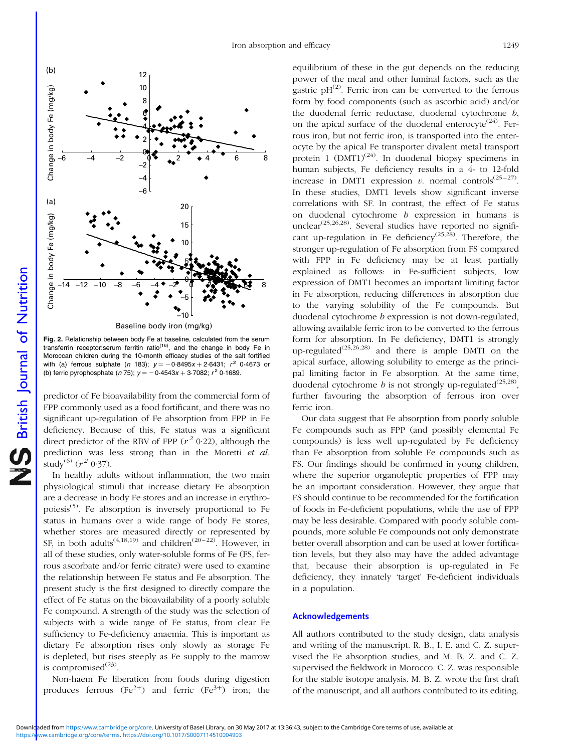Fig. 2. Relationship between body Fe at baseline, calculated from the serum transferrin receptor:serum ferritin ratio[16], and the change in body Fe in Moroccan children during the 10-month efficacy studies of the salt fortified with (a) ferrous sulphate ($n$ 183); $y = -0.8495x + 2.6431$; $r^2$ 0.4673 or (b) ferric pyrophosphate ($n$ 75); $y = -0.4543x + 3.7082$; $r^2$ 0.1689.

predictor of Fe bioavailability from the commercial form of FPP commonly used as a food fortificant, and there was no significant up-regulation of Fe absorption from FPP in Fe deficiency. Because of this, Fe status was a significant direct predictor of the RBV of FPP ($r^2$ 0.22), although the prediction was less strong than in the Moretti *et al.* study[6] ($r^2$ 0.37).

In healthy adults without inflammation, the two main physiological stimuli that increase dietary Fe absorption are a decrease in body Fe stores and an increase in erythropoiesis[5]. Fe absorption is inversely proportional to Fe status in humans over a wide range of body Fe stores, whether stores are measured directly or represented by SF, in both adults[4,18,19] and children[20–22]. However, in all of these studies, only water-soluble forms of Fe (FS, ferrous ascorbate and/or ferric citrate) were used to examine the relationship between Fe status and Fe absorption. The present study is the first designed to directly compare the effect of Fe status on the bioavailability of a poorly soluble Fe compound. A strength of the study was the selection of subjects with a wide range of Fe status, from clear Fe sufficiency to Fe-deficiency anaemia. This is important as dietary Fe absorption rises only slowly as storage Fe is depleted, but rises steeply as Fe supply to the marrow is compromised[23].

Non-haem Fe liberation from foods during digestion produces ferrous ($Fe^{2+}$) and ferric ($Fe^{3+}$) iron; the equilibrium of these in the gut depends on the reducing power of the meal and other luminal factors, such as the gastric pH[2]. Ferric iron can be converted to the ferrous form by food components (such as ascorbic acid) and/or the duodenal ferric reductase, duodenal cytochrome *b*, on the apical surface of the duodenal enterocyte[24]. Ferrous iron, but not ferric iron, is transported into the enterocyte by the apical Fe transporter divalent metal transport protein 1 (DMT1)[24]. In duodenal biopsy specimens in human subjects, Fe deficiency results in a 4- to 12-fold increase in DMT1 expression *v.* normal controls[25–27]. In these studies, DMT1 levels show significant inverse correlations with SF. In contrast, the effect of Fe status on duodenal cytochrome *b* expression in humans is unclear[25,26,28]. Several studies have reported no significant up-regulation in Fe deficiency[25,28]. Therefore, the stronger up-regulation of Fe absorption from FS compared with FPP in Fe deficiency may be at least partially explained as follows: in Fe-sufficient subjects, low expression of DMT1 becomes an important limiting factor in Fe absorption, reducing differences in absorption due to the varying solubility of the Fe compounds. But duodenal cytochrome *b* expression is not down-regulated, allowing available ferric iron to be converted to the ferrous form for absorption. In Fe deficiency, DMT1 is strongly up-regulated[25,26,28] and there is ample DMTI on the apical surface, allowing solubility to emerge as the principal limiting factor in Fe absorption. At the same time, duodenal cytochrome *b* is not strongly up-regulated[25,28], further favouring the absorption of ferrous iron over ferric iron.

Our data suggest that Fe absorption from poorly soluble Fe compounds such as FPP (and possibly elemental Fe compounds) is less well up-regulated by Fe deficiency than Fe absorption from soluble Fe compounds such as FS. Our findings should be confirmed in young children, where the superior organoleptic properties of FPP may be an important consideration. However, they argue that FS should continue to be recommended for the fortification of foods in Fe-deficient populations, while the use of FPP may be less desirable. Compared with poorly soluble compounds, more soluble Fe compounds not only demonstrate better overall absorption and can be used at lower fortification levels, but they also may have the added advantage that, because their absorption is up-regulated in Fe deficiency, they innately 'target' Fe-deficient individuals in a population.

## Acknowledgements

All authors contributed to the study design, data analysis and writing of the manuscript. R. B., I. E. and C. Z. supervised the Fe absorption studies, and M. B. Z. and C. Z. supervised the fieldwork in Morocco. C. Z. was responsible for the stable isotope analysis. M. B. Z. wrote the first draft of the manuscript, and all authors contributed to its editing.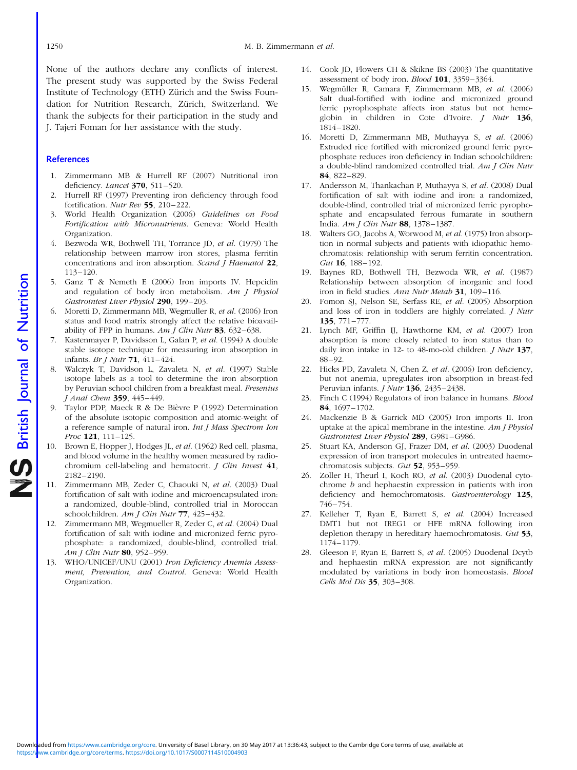None of the authors declare any conflicts of interest. The present study was supported by the Swiss Federal Institute of Technology (ETH) Zürich and the Swiss Foundation for Nutrition Research, Zürich, Switzerland. We thank the subjects for their participation in the study and J. Tajeri Foman for her assistance with the study.

## References

1. Zimmermann MB & Hurrell RF (2007) Nutritional iron deficiency. *Lancet* **370**, 511–520.
2. Hurrell RF (1997) Preventing iron deficiency through food fortification. *Nutr Rev* **55**, 210–222.
3. World Health Organization (2006) *Guidelines on Food Fortification with Micronutrients*. Geneva: World Health Organization.
4. Bezwoda WR, Bothwell TH, Torrance JD, *et al*. (1979) The relationship between marrow iron stores, plasma ferritin concentrations and iron absorption. *Scand J Haematol* **22**, 113–120.
5. Ganz T & Nemeth E (2006) Iron imports IV. Hepcidin and regulation of body iron metabolism. *Am J Physiol Gastrointest Liver Physiol* **290**, 199–203.
6. Moretti D, Zimmermann MB, Wegmuller R, *et al*. (2006) Iron status and food matrix strongly affect the relative bioavailability of FPP in humans. *Am J Clin Nutr* **83**, 632–638.
7. Kastenmayer P, Davidsson L, Galan P, *et al*. (1994) A double stable isotope technique for measuring iron absorption in infants. *Br J Nutr* **71**, 411–424.
8. Walczyk T, Davidson L, Zavaleta N, *et al*. (1997) Stable isotope labels as a tool to determine the iron absorption by Peruvian school children from a breakfast meal. *Fresenius J Anal Chem* **359**, 445–449.
9. Taylor PDP, Maeck R & De Bièvre P (1992) Determination of the absolute isotopic composition and atomic-weight of a reference sample of natural iron. *Int J Mass Spectrom Ion Proc* **121**, 111–125.
10. Brown E, Hopper J, Hodges JL, *et al*. (1962) Red cell, plasma, and blood volume in the healthy women measured by radiochromium cell-labeling and hematocrit. *J Clin Invest* **41**, 2182–2190.
11. Zimmermann MB, Zeder C, Chaouki N, *et al*. (2003) Dual fortification of salt with iodine and microencapsulated iron: a randomized, double-blind, controlled trial in Moroccan schoolchildren. *Am J Clin Nutr* **77**, 425–432.
12. Zimmermann MB, Wegmueller R, Zeder C, *et al*. (2004) Dual fortification of salt with iodine and micronized ferric pyrophosphate: a randomized, double-blind, controlled trial. *Am J Clin Nutr* **80**, 952–959.
13. WHO/UNICEF/UNU (2001) *Iron Deficiency Anemia Assessment, Prevention, and Control*. Geneva: World Health Organization.
14. Cook JD, Flowers CH & Skikne BS (2003) The quantitative assessment of body iron. *Blood* **101**, 3359–3364.
15. Wegmüller R, Camara F, Zimmermann MB, *et al*. (2006) Salt dual-fortified with iodine and micronized ground ferric pyrophosphate affects iron status but not hemoglobin in children in Cote d'Ivoire. *J Nutr* **136**, 1814–1820.
16. Moretti D, Zimmermann MB, Muthayya S, *et al*. (2006) Extruded rice fortified with micronized ground ferric pyrophosphate reduces iron deficiency in Indian schoolchildren: a double-blind randomized controlled trial. *Am J Clin Nutr* **84**, 822–829.
17. Andersson M, Thankachan P, Muthayya S, *et al*. (2008) Dual fortification of salt with iodine and iron: a randomized, double-blind, controlled trial of micronized ferric pyrophosphate and encapsulated ferrous fumarate in southern India. *Am J Clin Nutr* **88**, 1378–1387.
18. Walters GO, Jacobs A, Worwood M, *et al*. (1975) Iron absorption in normal subjects and patients with idiopathic hemochromatosis: relationship with serum ferritin concentration. *Gut* **16**, 188–192.
19. Baynes RD, Bothwell TH, Bezwoda WR, *et al*. (1987) Relationship between absorption of inorganic and food iron in field studies. *Ann Nutr Metab* **31**, 109–116.
20. Fomon SJ, Nelson SE, Serfass RE, *et al*. (2005) Absorption and loss of iron in toddlers are highly correlated. *J Nutr* **135**, 771–777.
21. Lynch MF, Griffin IJ, Hawthorne KM, *et al*. (2007) Iron absorption is more closely related to iron status than to daily iron intake in 12- to 48-mo-old children. *J Nutr* **137**, 88–92.
22. Hicks PD, Zavaleta N, Chen Z, *et al*. (2006) Iron deficiency, but not anemia, upregulates iron absorption in breast-fed Peruvian infants. *J Nutr* **136**, 2435–2438.
23. Finch C (1994) Regulators of iron balance in humans. *Blood* **84**, 1697–1702.
24. Mackenzie B & Garrick MD (2005) Iron imports II. Iron uptake at the apical membrane in the intestine. *Am J Physiol Gastrointest Liver Physiol* **289**, G981–G986.
25. Stuart KA, Anderson GJ, Frazer DM, *et al*. (2003) Duodenal expression of iron transport molecules in untreated haemochromatosis subjects. *Gut* **52**, 953–959.
26. Zoller H, Theurl I, Koch RO, *et al*. (2003) Duodenal cytochrome *b* and hephaestin expression in patients with iron deficiency and hemochromatosis. *Gastroenterology* **125**, 746–754.
27. Kelleher T, Ryan E, Barrett S, *et al*. (2004) Increased DMT1 but not IREG1 or HFE mRNA following iron depletion therapy in hereditary haemochromatosis. *Gut* **53**, 1174–1179.
28. Gleeson F, Ryan E, Barrett S, *et al*. (2005) Duodenal Dcytb and hephaestin mRNA expression are not significantly modulated by variations in body iron homeostasis. *Blood Cells Mol Dis* **35**, 303–308.